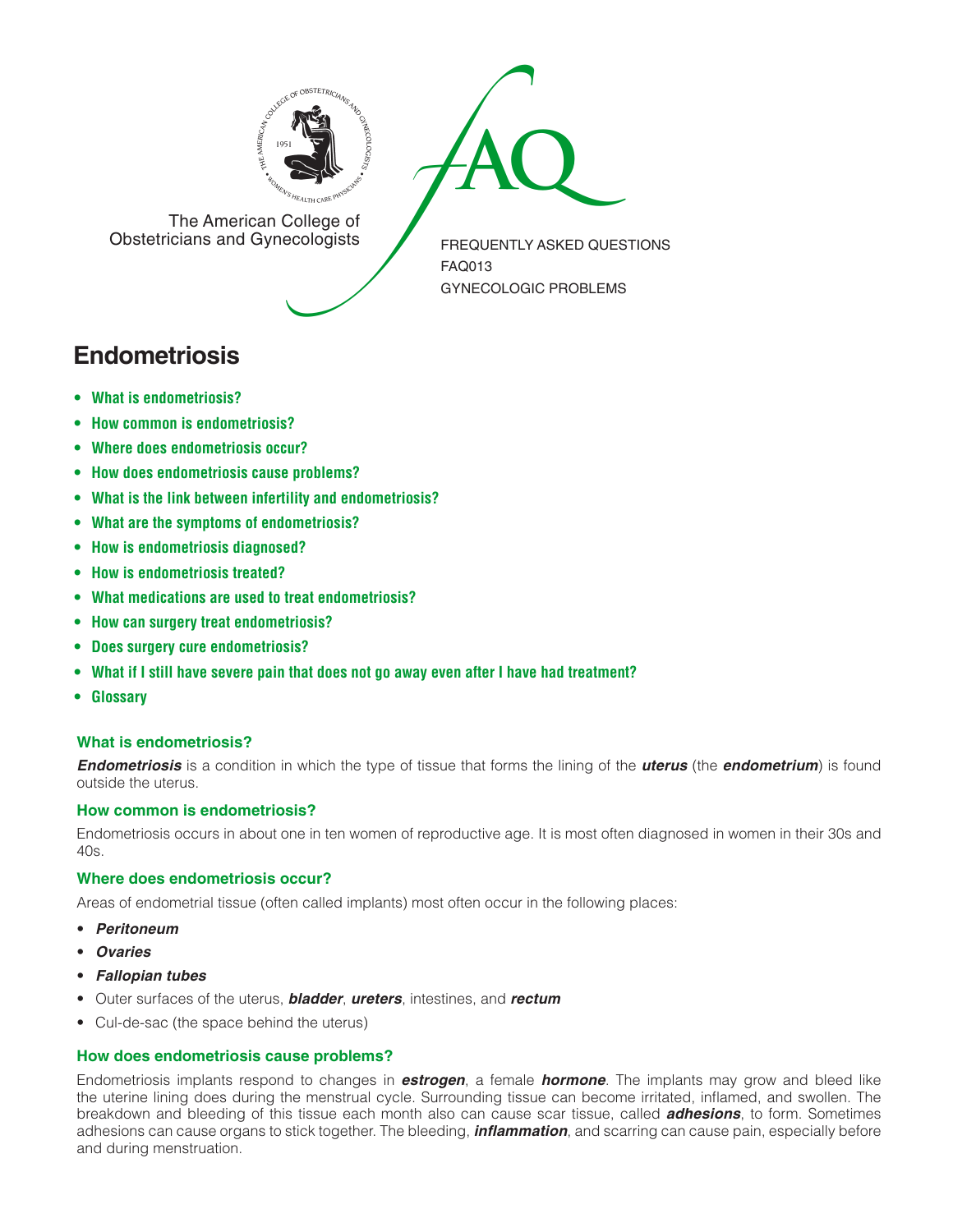The American College of Obstetricians and Gynecologists

FREQUENTLY ASKED QUESTIONS
FAQ013
GYNECOLOGIC PROBLEMS

# Endometriosis

- **What is endometriosis?**
- **How common is endometriosis?**
- **Where does endometriosis occur?**
- **How does endometriosis cause problems?**
- **What is the link between infertility and endometriosis?**
- **What are the symptoms of endometriosis?**
- **How is endometriosis diagnosed?**
- **How is endometriosis treated?**
- **What medications are used to treat endometriosis?**
- **How can surgery treat endometriosis?**
- **Does surgery cure endometriosis?**
- **What if I still have severe pain that does not go away even after I have had treatment?**
- **Glossary**

### What is endometriosis?

***Endometriosis*** is a condition in which the type of tissue that forms the lining of the ***uterus*** (the ***endometrium***) is found outside the uterus.

### How common is endometriosis?

Endometriosis occurs in about one in ten women of reproductive age. It is most often diagnosed in women in their 30s and 40s.

### Where does endometriosis occur?

Areas of endometrial tissue (often called implants) most often occur in the following places:

- ***Peritoneum***
- ***Ovaries***
- ***Fallopian tubes***
- Outer surfaces of the uterus, ***bladder***, ***ureters***, intestines, and ***rectum***
- Cul-de-sac (the space behind the uterus)

### How does endometriosis cause problems?

Endometriosis implants respond to changes in ***estrogen***, a female ***hormone***. The implants may grow and bleed like the uterine lining does during the menstrual cycle. Surrounding tissue can become irritated, inflamed, and swollen. The breakdown and bleeding of this tissue each month also can cause scar tissue, called ***adhesions***, to form. Sometimes adhesions can cause organs to stick together. The bleeding, ***inflammation***, and scarring can cause pain, especially before and during menstruation.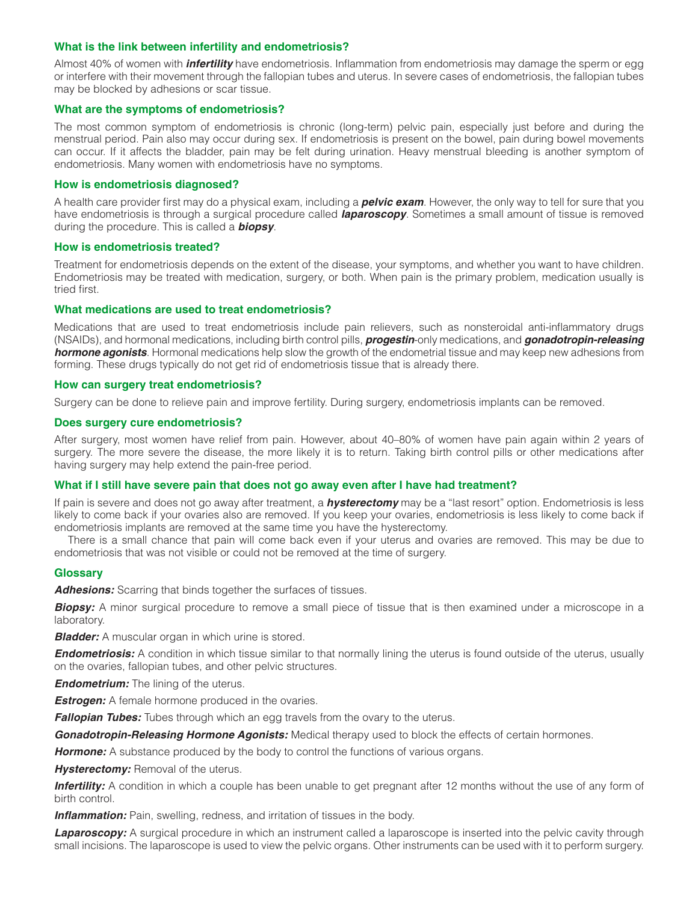### What is the link between infertility and endometriosis?

Almost 40% of women with ***infertility*** have endometriosis. Inflammation from endometriosis may damage the sperm or egg or interfere with their movement through the fallopian tubes and uterus. In severe cases of endometriosis, the fallopian tubes may be blocked by adhesions or scar tissue.

### What are the symptoms of endometriosis?

The most common symptom of endometriosis is chronic (long-term) pelvic pain, especially just before and during the menstrual period. Pain also may occur during sex. If endometriosis is present on the bowel, pain during bowel movements can occur. If it affects the bladder, pain may be felt during urination. Heavy menstrual bleeding is another symptom of endometriosis. Many women with endometriosis have no symptoms.

### How is endometriosis diagnosed?

A health care provider first may do a physical exam, including a ***pelvic exam***. However, the only way to tell for sure that you have endometriosis is through a surgical procedure called ***laparoscopy***. Sometimes a small amount of tissue is removed during the procedure. This is called a ***biopsy***.

### How is endometriosis treated?

Treatment for endometriosis depends on the extent of the disease, your symptoms, and whether you want to have children. Endometriosis may be treated with medication, surgery, or both. When pain is the primary problem, medication usually is tried first.

### What medications are used to treat endometriosis?

Medications that are used to treat endometriosis include pain relievers, such as nonsteroidal anti-inflammatory drugs (NSAIDs), and hormonal medications, including birth control pills, ***progestin***-only medications, and ***gonadotropin-releasing hormone agonists***. Hormonal medications help slow the growth of the endometrial tissue and may keep new adhesions from forming. These drugs typically do not get rid of endometriosis tissue that is already there.

### How can surgery treat endometriosis?

Surgery can be done to relieve pain and improve fertility. During surgery, endometriosis implants can be removed.

### Does surgery cure endometriosis?

After surgery, most women have relief from pain. However, about 40–80% of women have pain again within 2 years of surgery. The more severe the disease, the more likely it is to return. Taking birth control pills or other medications after having surgery may help extend the pain-free period.

### What if I still have severe pain that does not go away even after I have had treatment?

If pain is severe and does not go away after treatment, a ***hysterectomy*** may be a "last resort" option. Endometriosis is less likely to come back if your ovaries also are removed. If you keep your ovaries, endometriosis is less likely to come back if endometriosis implants are removed at the same time you have the hysterectomy.

There is a small chance that pain will come back even if your uterus and ovaries are removed. This may be due to endometriosis that was not visible or could not be removed at the time of surgery.

### Glossary

***Adhesions:*** Scarring that binds together the surfaces of tissues.

***Biopsy:*** A minor surgical procedure to remove a small piece of tissue that is then examined under a microscope in a laboratory.

***Bladder:*** A muscular organ in which urine is stored.

***Endometriosis:*** A condition in which tissue similar to that normally lining the uterus is found outside of the uterus, usually on the ovaries, fallopian tubes, and other pelvic structures.

***Endometrium:*** The lining of the uterus.

***Estrogen:*** A female hormone produced in the ovaries.

***Fallopian Tubes:*** Tubes through which an egg travels from the ovary to the uterus.

***Gonadotropin-Releasing Hormone Agonists:*** Medical therapy used to block the effects of certain hormones.

***Hormone:*** A substance produced by the body to control the functions of various organs.

***Hysterectomy:*** Removal of the uterus.

***Infertility:*** A condition in which a couple has been unable to get pregnant after 12 months without the use of any form of birth control.

***Inflammation:*** Pain, swelling, redness, and irritation of tissues in the body.

***Laparoscopy:*** A surgical procedure in which an instrument called a laparoscope is inserted into the pelvic cavity through small incisions. The laparoscope is used to view the pelvic organs. Other instruments can be used with it to perform surgery.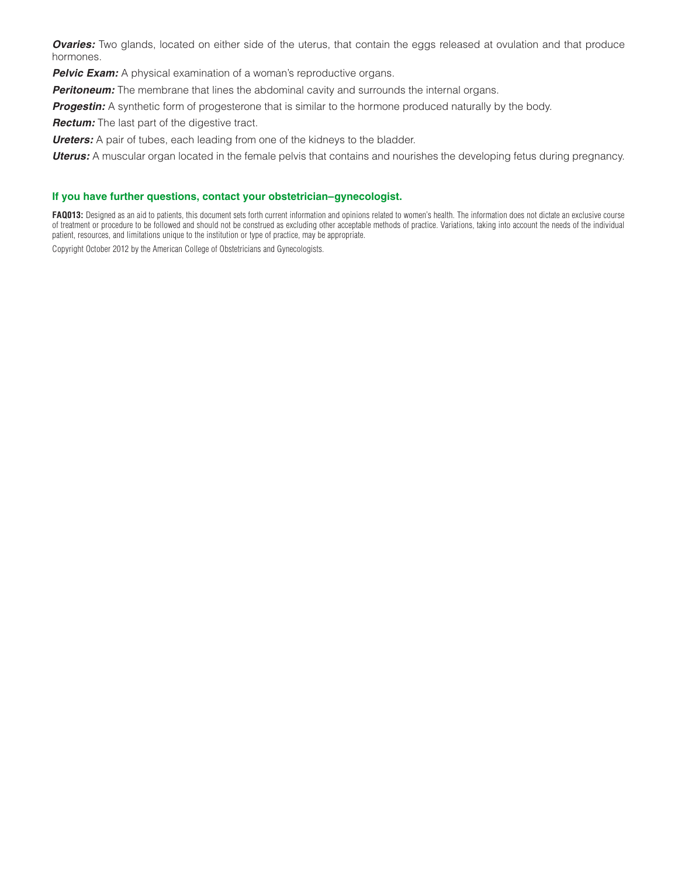***Ovaries:*** Two glands, located on either side of the uterus, that contain the eggs released at ovulation and that produce hormones.

***Pelvic Exam:*** A physical examination of a woman's reproductive organs.

***Peritoneum:*** The membrane that lines the abdominal cavity and surrounds the internal organs.

***Progestin:*** A synthetic form of progesterone that is similar to the hormone produced naturally by the body.

***Rectum:*** The last part of the digestive tract.

***Ureters:*** A pair of tubes, each leading from one of the kidneys to the bladder.

***Uterus:*** A muscular organ located in the female pelvis that contains and nourishes the developing fetus during pregnancy.

**If you have further questions, contact your obstetrician–gynecologist.**

**FAQ013:** Designed as an aid to patients, this document sets forth current information and opinions related to women's health. The information does not dictate an exclusive course of treatment or procedure to be followed and should not be construed as excluding other acceptable methods of practice. Variations, taking into account the needs of the individual patient, resources, and limitations unique to the institution or type of practice, may be appropriate.

Copyright October 2012 by the American College of Obstetricians and Gynecologists.